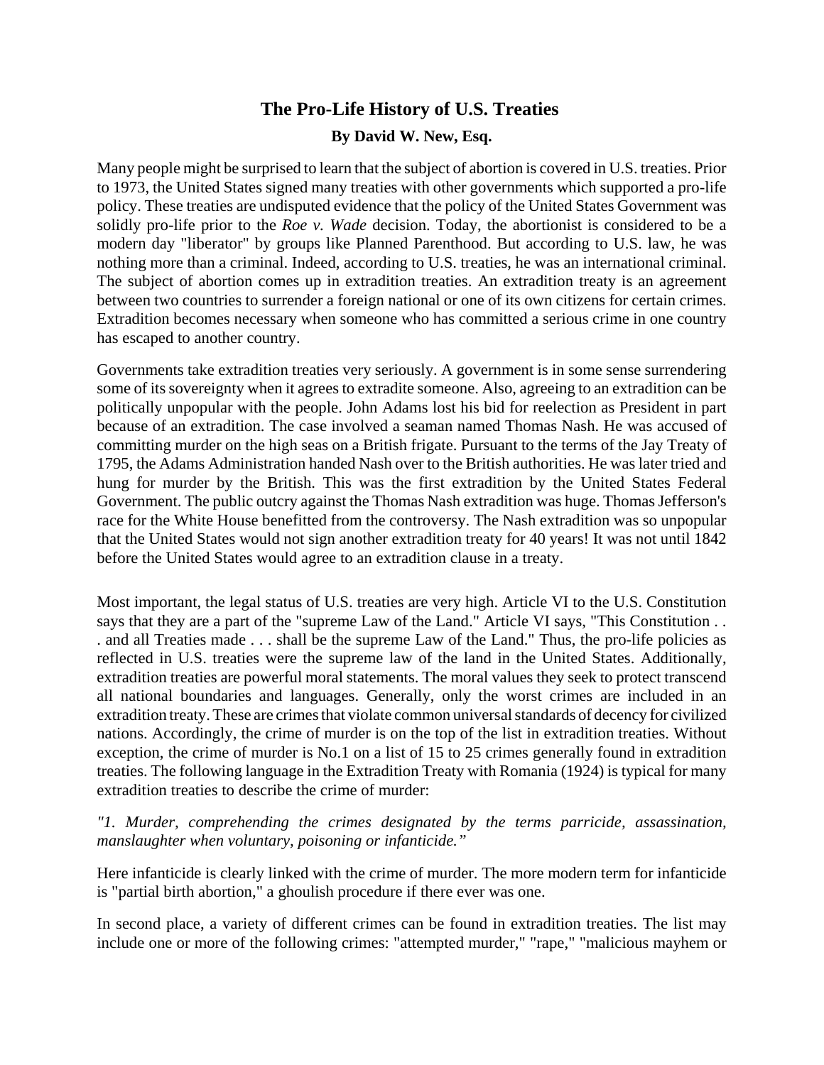# The Pro-Life History of U.S. Treaties

**By David W. New, Esq.**

Many people might be surprised to learn that the subject of abortion is covered in U.S. treaties. Prior to 1973, the United States signed many treaties with other governments which supported a pro-life policy. These treaties are undisputed evidence that the policy of the United States Government was solidly pro-life prior to the *Roe v. Wade* decision. Today, the abortionist is considered to be a modern day "liberator" by groups like Planned Parenthood. But according to U.S. law, he was nothing more than a criminal. Indeed, according to U.S. treaties, he was an international criminal. The subject of abortion comes up in extradition treaties. An extradition treaty is an agreement between two countries to surrender a foreign national or one of its own citizens for certain crimes. Extradition becomes necessary when someone who has committed a serious crime in one country has escaped to another country.

Governments take extradition treaties very seriously. A government is in some sense surrendering some of its sovereignty when it agrees to extradite someone. Also, agreeing to an extradition can be politically unpopular with the people. John Adams lost his bid for reelection as President in part because of an extradition. The case involved a seaman named Thomas Nash. He was accused of committing murder on the high seas on a British frigate. Pursuant to the terms of the Jay Treaty of 1795, the Adams Administration handed Nash over to the British authorities. He was later tried and hung for murder by the British. This was the first extradition by the United States Federal Government. The public outcry against the Thomas Nash extradition was huge. Thomas Jefferson's race for the White House benefitted from the controversy. The Nash extradition was so unpopular that the United States would not sign another extradition treaty for 40 years! It was not until 1842 before the United States would agree to an extradition clause in a treaty.

Most important, the legal status of U.S. treaties are very high. Article VI to the U.S. Constitution says that they are a part of the "supreme Law of the Land." Article VI says, "This Constitution . . . and all Treaties made . . . shall be the supreme Law of the Land." Thus, the pro-life policies as reflected in U.S. treaties were the supreme law of the land in the United States. Additionally, extradition treaties are powerful moral statements. The moral values they seek to protect transcend all national boundaries and languages. Generally, only the worst crimes are included in an extradition treaty. These are crimes that violate common universal standards of decency for civilized nations. Accordingly, the crime of murder is on the top of the list in extradition treaties. Without exception, the crime of murder is No.1 on a list of 15 to 25 crimes generally found in extradition treaties. The following language in the Extradition Treaty with Romania (1924) is typical for many extradition treaties to describe the crime of murder:

*"1. Murder, comprehending the crimes designated by the terms parricide, assassination, manslaughter when voluntary, poisoning or infanticide."*

Here infanticide is clearly linked with the crime of murder. The more modern term for infanticide is "partial birth abortion," a ghoulish procedure if there ever was one.

In second place, a variety of different crimes can be found in extradition treaties. The list may include one or more of the following crimes: "attempted murder," "rape," "malicious mayhem or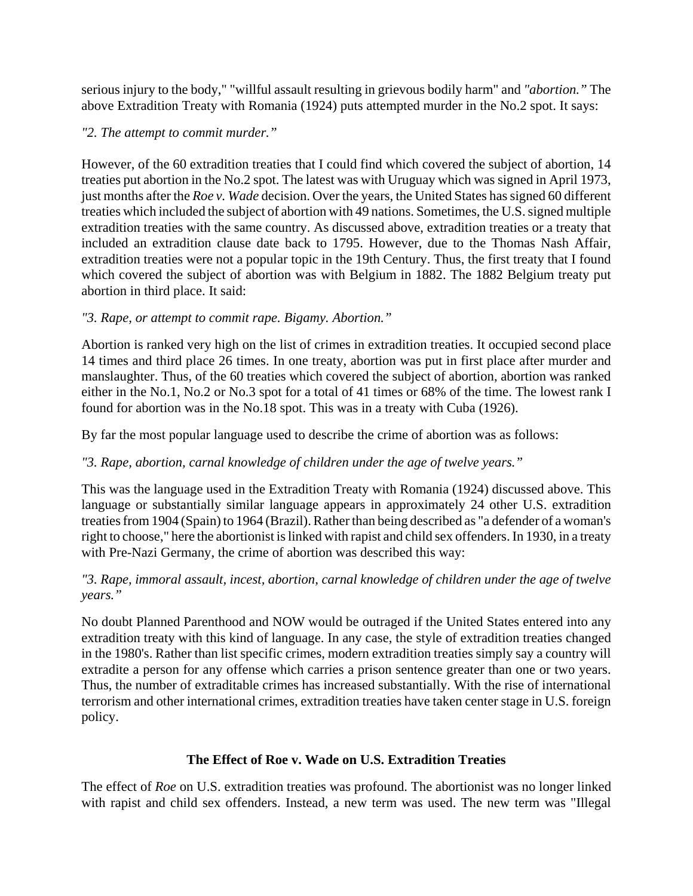serious injury to the body," "willful assault resulting in grievous bodily harm" and *"abortion."* The above Extradition Treaty with Romania (1924) puts attempted murder in the No.2 spot. It says:

*"2. The attempt to commit murder."*

However, of the 60 extradition treaties that I could find which covered the subject of abortion, 14 treaties put abortion in the No.2 spot. The latest was with Uruguay which was signed in April 1973, just months after the *Roe v. Wade* decision. Over the years, the United States has signed 60 different treaties which included the subject of abortion with 49 nations. Sometimes, the U.S. signed multiple extradition treaties with the same country. As discussed above, extradition treaties or a treaty that included an extradition clause date back to 1795. However, due to the Thomas Nash Affair, extradition treaties were not a popular topic in the 19th Century. Thus, the first treaty that I found which covered the subject of abortion was with Belgium in 1882. The 1882 Belgium treaty put abortion in third place. It said:

*"3. Rape, or attempt to commit rape. Bigamy. Abortion."*

Abortion is ranked very high on the list of crimes in extradition treaties. It occupied second place 14 times and third place 26 times. In one treaty, abortion was put in first place after murder and manslaughter. Thus, of the 60 treaties which covered the subject of abortion, abortion was ranked either in the No.1, No.2 or No.3 spot for a total of 41 times or 68% of the time. The lowest rank I found for abortion was in the No.18 spot. This was in a treaty with Cuba (1926).

By far the most popular language used to describe the crime of abortion was as follows:

*"3. Rape, abortion, carnal knowledge of children under the age of twelve years."*

This was the language used in the Extradition Treaty with Romania (1924) discussed above. This language or substantially similar language appears in approximately 24 other U.S. extradition treaties from 1904 (Spain) to 1964 (Brazil). Rather than being described as "a defender of a woman's right to choose," here the abortionist is linked with rapist and child sex offenders. In 1930, in a treaty with Pre-Nazi Germany, the crime of abortion was described this way:

*"3. Rape, immoral assault, incest, abortion, carnal knowledge of children under the age of twelve years."*

No doubt Planned Parenthood and NOW would be outraged if the United States entered into any extradition treaty with this kind of language. In any case, the style of extradition treaties changed in the 1980's. Rather than list specific crimes, modern extradition treaties simply say a country will extradite a person for any offense which carries a prison sentence greater than one or two years. Thus, the number of extraditable crimes has increased substantially. With the rise of international terrorism and other international crimes, extradition treaties have taken center stage in U.S. foreign policy.

## The Effect of Roe v. Wade on U.S. Extradition Treaties

The effect of *Roe* on U.S. extradition treaties was profound. The abortionist was no longer linked with rapist and child sex offenders. Instead, a new term was used. The new term was "Illegal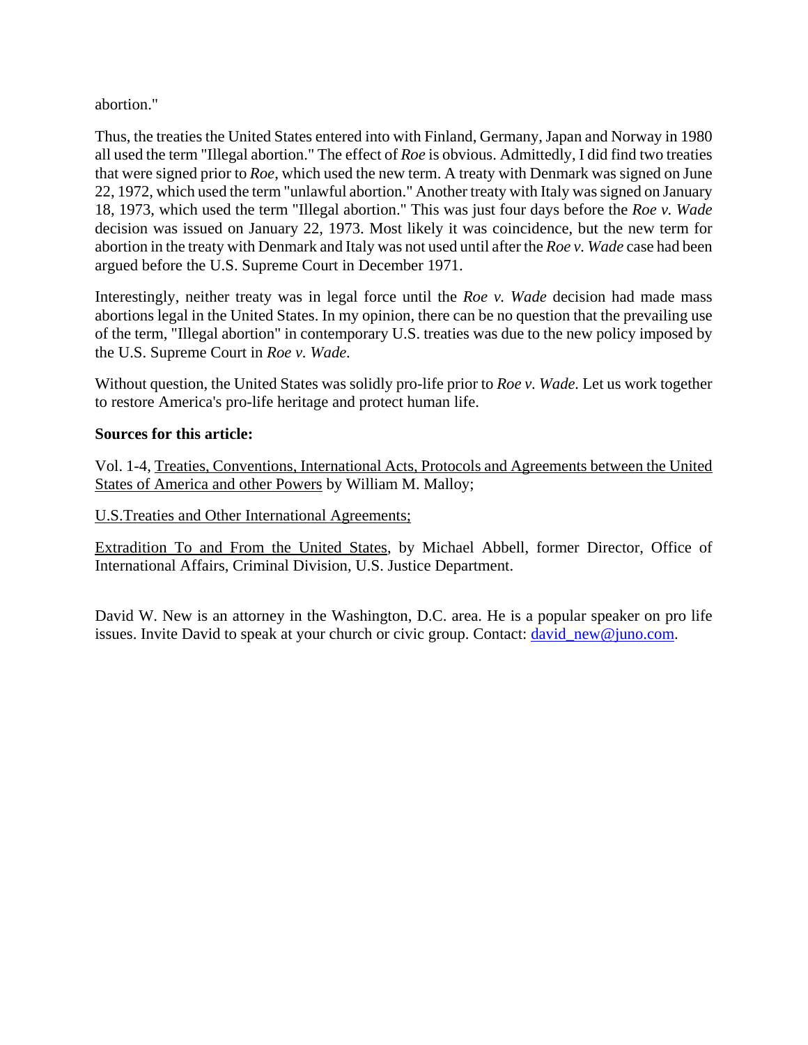abortion."

Thus, the treaties the United States entered into with Finland, Germany, Japan and Norway in 1980 all used the term "Illegal abortion." The effect of *Roe* is obvious. Admittedly, I did find two treaties that were signed prior to *Roe*, which used the new term. A treaty with Denmark was signed on June 22, 1972, which used the term "unlawful abortion." Another treaty with Italy was signed on January 18, 1973, which used the term "Illegal abortion." This was just four days before the *Roe v. Wade* decision was issued on January 22, 1973. Most likely it was coincidence, but the new term for abortion in the treaty with Denmark and Italy was not used until after the *Roe v. Wade* case had been argued before the U.S. Supreme Court in December 1971.

Interestingly, neither treaty was in legal force until the *Roe v. Wade* decision had made mass abortions legal in the United States. In my opinion, there can be no question that the prevailing use of the term, "Illegal abortion" in contemporary U.S. treaties was due to the new policy imposed by the U.S. Supreme Court in *Roe v. Wade.*

Without question, the United States was solidly pro-life prior to *Roe v. Wade*. Let us work together to restore America's pro-life heritage and protect human life.

**Sources for this article:**

Vol. 1-4, Treaties, Conventions, International Acts, Protocols and Agreements between the United States of America and other Powers by William M. Malloy;

U.S.Treaties and Other International Agreements;

Extradition To and From the United States, by Michael Abbell, former Director, Office of International Affairs, Criminal Division, U.S. Justice Department.

David W. New is an attorney in the Washington, D.C. area. He is a popular speaker on pro life issues. Invite David to speak at your church or civic group. Contact: david_new@juno.com.